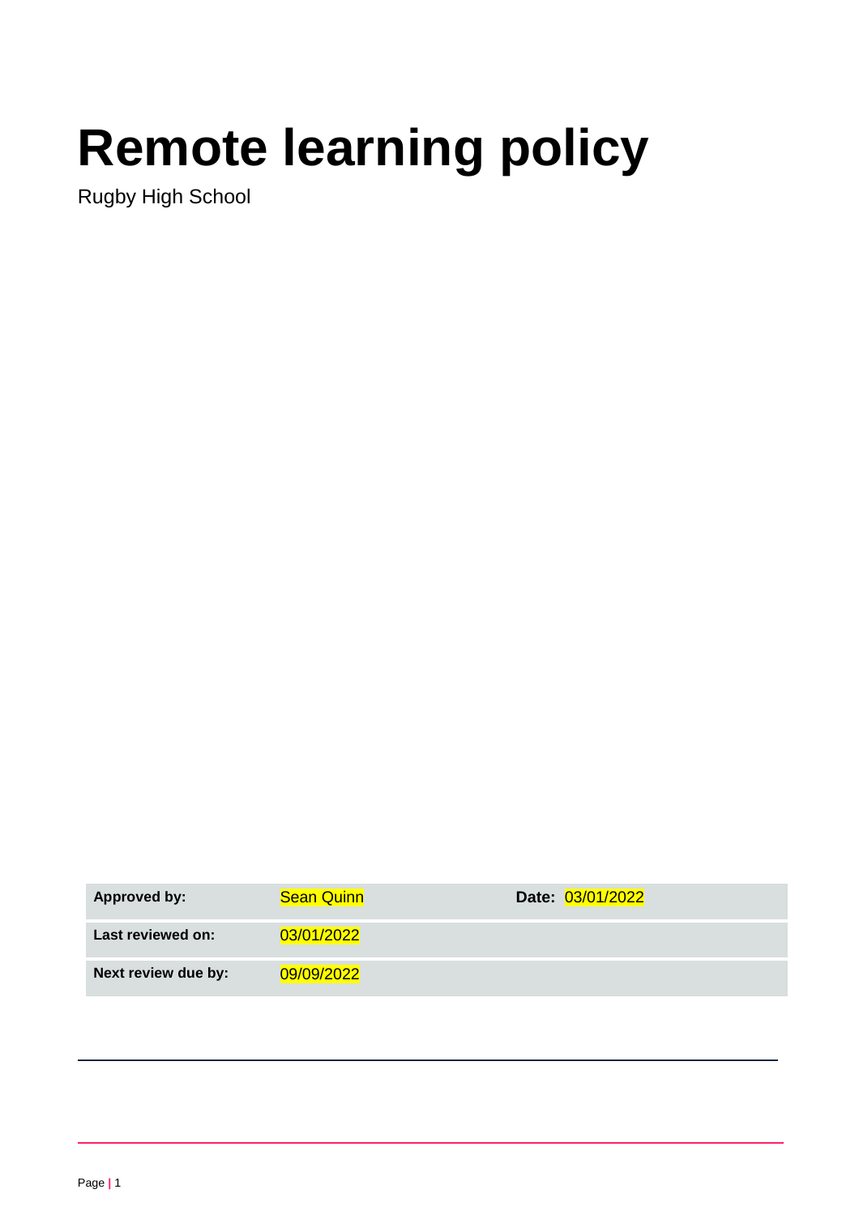# Remote learning policy

Rugby High School

| Approved by: | Sean Quinn | Date: 03/01/2022 |
| --- | --- | --- |
| Last reviewed on: | 03/01/2022 | |
| Next review due by: | 09/09/2022 | |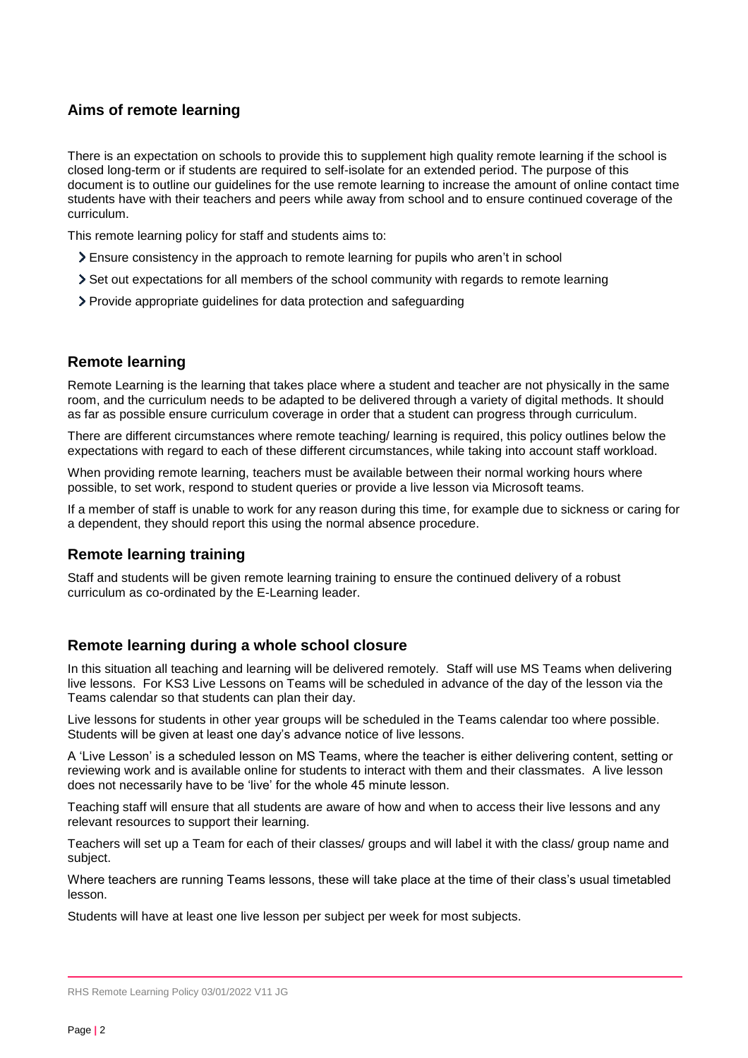## Aims of remote learning

There is an expectation on schools to provide this to supplement high quality remote learning if the school is closed long-term or if students are required to self-isolate for an extended period. The purpose of this document is to outline our guidelines for the use remote learning to increase the amount of online contact time students have with their teachers and peers while away from school and to ensure continued coverage of the curriculum.

This remote learning policy for staff and students aims to:

- Ensure consistency in the approach to remote learning for pupils who aren't in school
- Set out expectations for all members of the school community with regards to remote learning
- Provide appropriate guidelines for data protection and safeguarding

## Remote learning

Remote Learning is the learning that takes place where a student and teacher are not physically in the same room, and the curriculum needs to be adapted to be delivered through a variety of digital methods. It should as far as possible ensure curriculum coverage in order that a student can progress through curriculum.

There are different circumstances where remote teaching/ learning is required, this policy outlines below the expectations with regard to each of these different circumstances, while taking into account staff workload.

When providing remote learning, teachers must be available between their normal working hours where possible, to set work, respond to student queries or provide a live lesson via Microsoft teams.

If a member of staff is unable to work for any reason during this time, for example due to sickness or caring for a dependent, they should report this using the normal absence procedure.

## Remote learning training

Staff and students will be given remote learning training to ensure the continued delivery of a robust curriculum as co-ordinated by the E-Learning leader.

## Remote learning during a whole school closure

In this situation all teaching and learning will be delivered remotely. Staff will use MS Teams when delivering live lessons. For KS3 Live Lessons on Teams will be scheduled in advance of the day of the lesson via the Teams calendar so that students can plan their day.

Live lessons for students in other year groups will be scheduled in the Teams calendar too where possible. Students will be given at least one day's advance notice of live lessons.

A 'Live Lesson' is a scheduled lesson on MS Teams, where the teacher is either delivering content, setting or reviewing work and is available online for students to interact with them and their classmates. A live lesson does not necessarily have to be 'live' for the whole 45 minute lesson.

Teaching staff will ensure that all students are aware of how and when to access their live lessons and any relevant resources to support their learning.

Teachers will set up a Team for each of their classes/ groups and will label it with the class/ group name and subject.

Where teachers are running Teams lessons, these will take place at the time of their class's usual timetabled lesson.

Students will have at least one live lesson per subject per week for most subjects.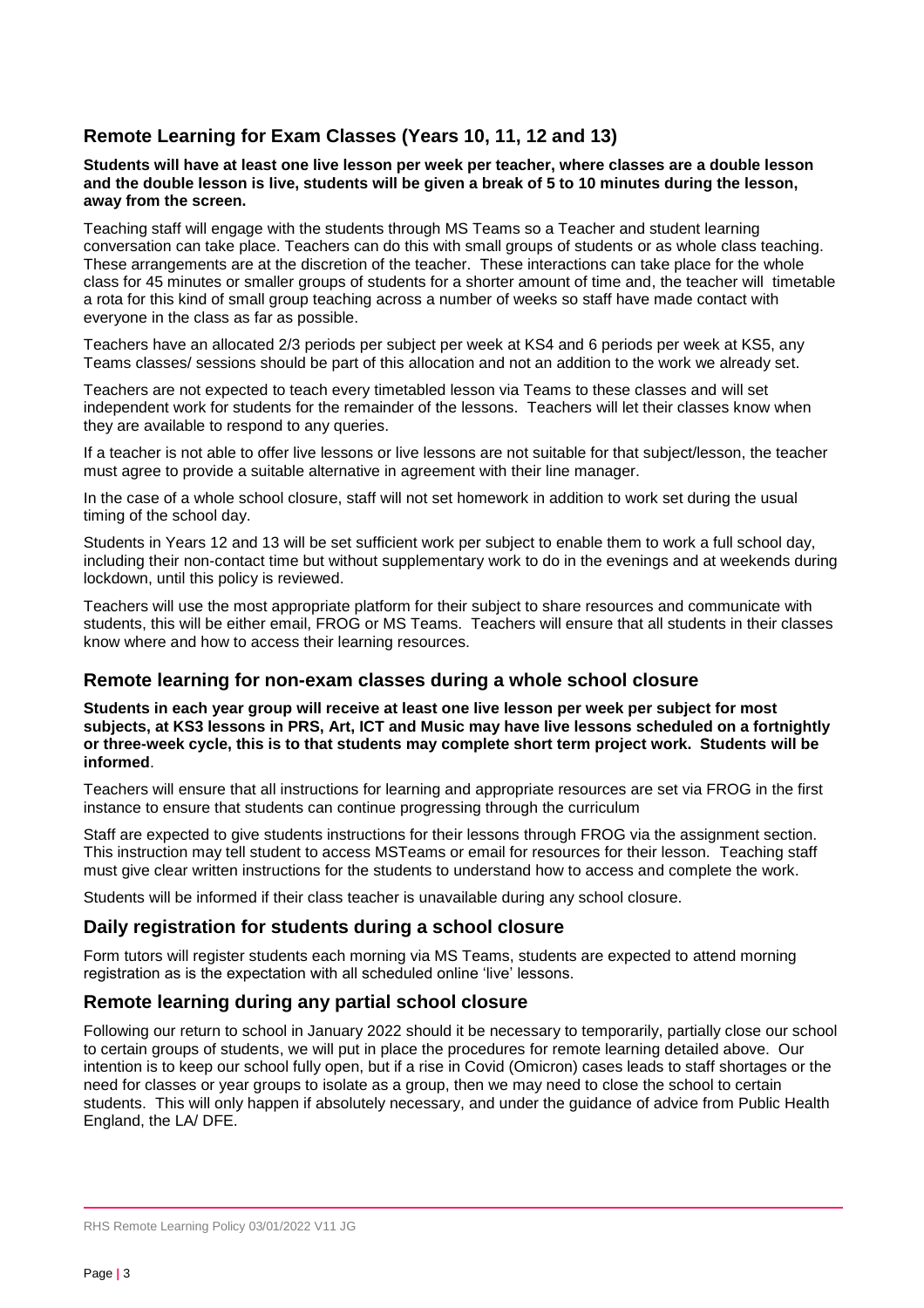## Remote Learning for Exam Classes (Years 10, 11, 12 and 13)

**Students will have at least one live lesson per week per teacher, where classes are a double lesson and the double lesson is live, students will be given a break of 5 to 10 minutes during the lesson, away from the screen.**

Teaching staff will engage with the students through MS Teams so a Teacher and student learning conversation can take place. Teachers can do this with small groups of students or as whole class teaching. These arrangements are at the discretion of the teacher. These interactions can take place for the whole class for 45 minutes or smaller groups of students for a shorter amount of time and, the teacher will timetable a rota for this kind of small group teaching across a number of weeks so staff have made contact with everyone in the class as far as possible.

Teachers have an allocated 2/3 periods per subject per week at KS4 and 6 periods per week at KS5, any Teams classes/ sessions should be part of this allocation and not an addition to the work we already set.

Teachers are not expected to teach every timetabled lesson via Teams to these classes and will set independent work for students for the remainder of the lessons. Teachers will let their classes know when they are available to respond to any queries.

If a teacher is not able to offer live lessons or live lessons are not suitable for that subject/lesson, the teacher must agree to provide a suitable alternative in agreement with their line manager.

In the case of a whole school closure, staff will not set homework in addition to work set during the usual timing of the school day.

Students in Years 12 and 13 will be set sufficient work per subject to enable them to work a full school day, including their non-contact time but without supplementary work to do in the evenings and at weekends during lockdown, until this policy is reviewed.

Teachers will use the most appropriate platform for their subject to share resources and communicate with students, this will be either email, FROG or MS Teams. Teachers will ensure that all students in their classes know where and how to access their learning resources.

## Remote learning for non-exam classes during a whole school closure

**Students in each year group will receive at least one live lesson per week per subject for most subjects, at KS3 lessons in PRS, Art, ICT and Music may have live lessons scheduled on a fortnightly or three-week cycle, this is to that students may complete short term project work. Students will be informed**.

Teachers will ensure that all instructions for learning and appropriate resources are set via FROG in the first instance to ensure that students can continue progressing through the curriculum

Staff are expected to give students instructions for their lessons through FROG via the assignment section. This instruction may tell student to access MSTeams or email for resources for their lesson. Teaching staff must give clear written instructions for the students to understand how to access and complete the work.

Students will be informed if their class teacher is unavailable during any school closure.

## Daily registration for students during a school closure

Form tutors will register students each morning via MS Teams, students are expected to attend morning registration as is the expectation with all scheduled online 'live' lessons.

## Remote learning during any partial school closure

Following our return to school in January 2022 should it be necessary to temporarily, partially close our school to certain groups of students, we will put in place the procedures for remote learning detailed above. Our intention is to keep our school fully open, but if a rise in Covid (Omicron) cases leads to staff shortages or the need for classes or year groups to isolate as a group, then we may need to close the school to certain students. This will only happen if absolutely necessary, and under the guidance of advice from Public Health England, the LA/ DFE.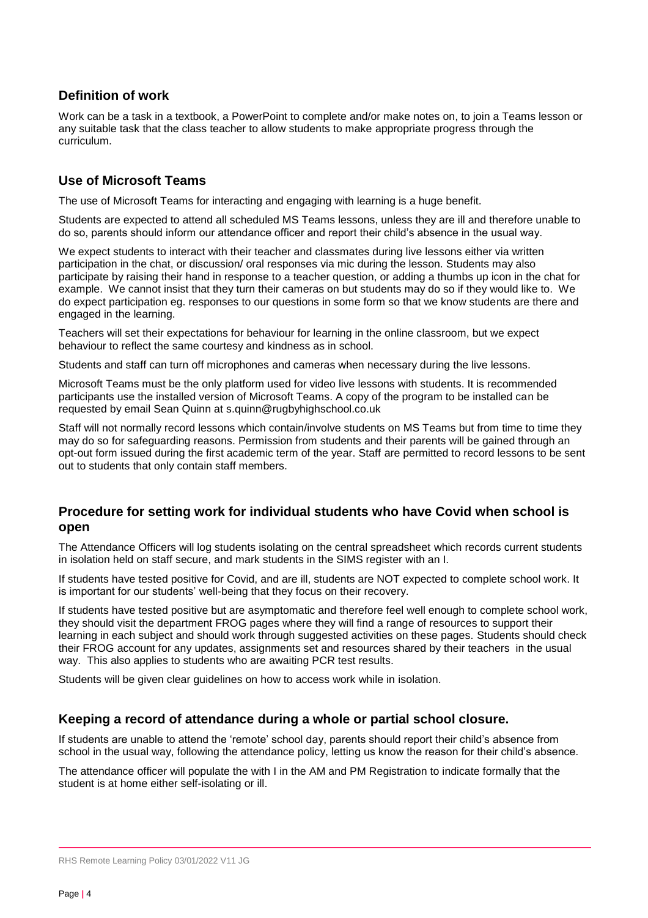## Definition of work

Work can be a task in a textbook, a PowerPoint to complete and/or make notes on, to join a Teams lesson or any suitable task that the class teacher to allow students to make appropriate progress through the curriculum.

## Use of Microsoft Teams

The use of Microsoft Teams for interacting and engaging with learning is a huge benefit.

Students are expected to attend all scheduled MS Teams lessons, unless they are ill and therefore unable to do so, parents should inform our attendance officer and report their child's absence in the usual way.

We expect students to interact with their teacher and classmates during live lessons either via written participation in the chat, or discussion/ oral responses via mic during the lesson. Students may also participate by raising their hand in response to a teacher question, or adding a thumbs up icon in the chat for example. We cannot insist that they turn their cameras on but students may do so if they would like to. We do expect participation eg. responses to our questions in some form so that we know students are there and engaged in the learning.

Teachers will set their expectations for behaviour for learning in the online classroom, but we expect behaviour to reflect the same courtesy and kindness as in school.

Students and staff can turn off microphones and cameras when necessary during the live lessons.

Microsoft Teams must be the only platform used for video live lessons with students. It is recommended participants use the installed version of Microsoft Teams. A copy of the program to be installed can be requested by email Sean Quinn at s.quinn@rugbyhighschool.co.uk

Staff will not normally record lessons which contain/involve students on MS Teams but from time to time they may do so for safeguarding reasons. Permission from students and their parents will be gained through an opt-out form issued during the first academic term of the year. Staff are permitted to record lessons to be sent out to students that only contain staff members.

## Procedure for setting work for individual students who have Covid when school is open

The Attendance Officers will log students isolating on the central spreadsheet which records current students in isolation held on staff secure, and mark students in the SIMS register with an I.

If students have tested positive for Covid, and are ill, students are NOT expected to complete school work. It is important for our students' well-being that they focus on their recovery.

If students have tested positive but are asymptomatic and therefore feel well enough to complete school work, they should visit the department FROG pages where they will find a range of resources to support their learning in each subject and should work through suggested activities on these pages. Students should check their FROG account for any updates, assignments set and resources shared by their teachers in the usual way. This also applies to students who are awaiting PCR test results.

Students will be given clear guidelines on how to access work while in isolation.

## Keeping a record of attendance during a whole or partial school closure.

If students are unable to attend the 'remote' school day, parents should report their child's absence from school in the usual way, following the attendance policy, letting us know the reason for their child's absence.

The attendance officer will populate the with I in the AM and PM Registration to indicate formally that the student is at home either self-isolating or ill.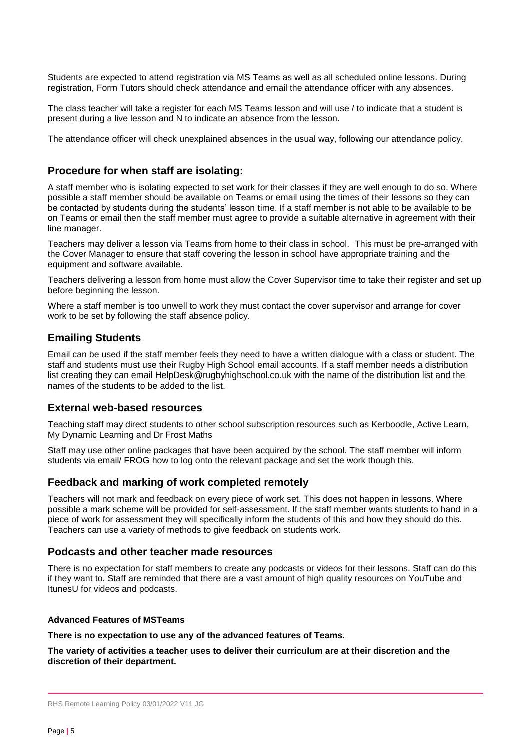Students are expected to attend registration via MS Teams as well as all scheduled online lessons. During registration, Form Tutors should check attendance and email the attendance officer with any absences.

The class teacher will take a register for each MS Teams lesson and will use / to indicate that a student is present during a live lesson and N to indicate an absence from the lesson.

The attendance officer will check unexplained absences in the usual way, following our attendance policy.

## Procedure for when staff are isolating:

A staff member who is isolating expected to set work for their classes if they are well enough to do so. Where possible a staff member should be available on Teams or email using the times of their lessons so they can be contacted by students during the students' lesson time. If a staff member is not able to be available to be on Teams or email then the staff member must agree to provide a suitable alternative in agreement with their line manager.

Teachers may deliver a lesson via Teams from home to their class in school. This must be pre-arranged with the Cover Manager to ensure that staff covering the lesson in school have appropriate training and the equipment and software available.

Teachers delivering a lesson from home must allow the Cover Supervisor time to take their register and set up before beginning the lesson.

Where a staff member is too unwell to work they must contact the cover supervisor and arrange for cover work to be set by following the staff absence policy.

## Emailing Students

Email can be used if the staff member feels they need to have a written dialogue with a class or student. The staff and students must use their Rugby High School email accounts. If a staff member needs a distribution list creating they can email HelpDesk@rugbyhighschool.co.uk with the name of the distribution list and the names of the students to be added to the list.

## External web-based resources

Teaching staff may direct students to other school subscription resources such as Kerboodle, Active Learn, My Dynamic Learning and Dr Frost Maths

Staff may use other online packages that have been acquired by the school. The staff member will inform students via email/ FROG how to log onto the relevant package and set the work though this.

## Feedback and marking of work completed remotely

Teachers will not mark and feedback on every piece of work set. This does not happen in lessons. Where possible a mark scheme will be provided for self-assessment. If the staff member wants students to hand in a piece of work for assessment they will specifically inform the students of this and how they should do this. Teachers can use a variety of methods to give feedback on students work.

## Podcasts and other teacher made resources

There is no expectation for staff members to create any podcasts or videos for their lessons. Staff can do this if they want to. Staff are reminded that there are a vast amount of high quality resources on YouTube and ItunesU for videos and podcasts.

**Advanced Features of MSTeams**

**There is no expectation to use any of the advanced features of Teams.**

**The variety of activities a teacher uses to deliver their curriculum are at their discretion and the discretion of their department.**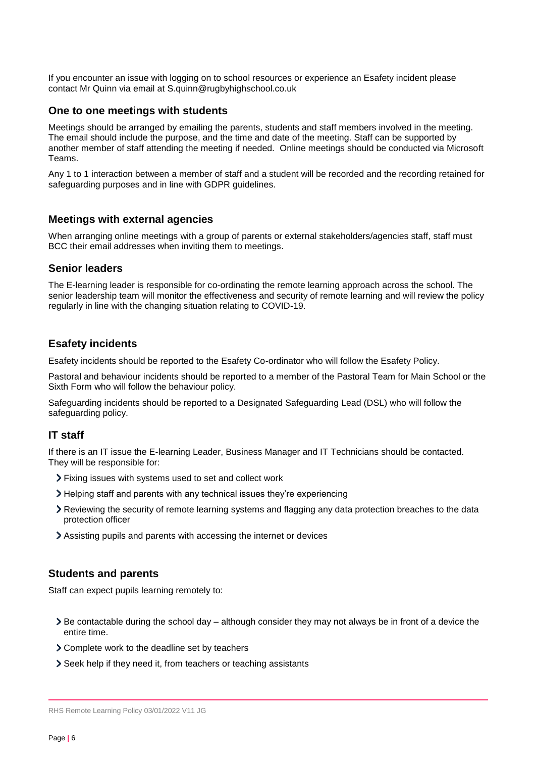If you encounter an issue with logging on to school resources or experience an Esafety incident please contact Mr Quinn via email at S.quinn@rugbyhighschool.co.uk

### One to one meetings with students

Meetings should be arranged by emailing the parents, students and staff members involved in the meeting. The email should include the purpose, and the time and date of the meeting. Staff can be supported by another member of staff attending the meeting if needed. Online meetings should be conducted via Microsoft Teams.

Any 1 to 1 interaction between a member of staff and a student will be recorded and the recording retained for safeguarding purposes and in line with GDPR guidelines.

### Meetings with external agencies

When arranging online meetings with a group of parents or external stakeholders/agencies staff, staff must BCC their email addresses when inviting them to meetings.

### Senior leaders

The E-learning leader is responsible for co-ordinating the remote learning approach across the school. The senior leadership team will monitor the effectiveness and security of remote learning and will review the policy regularly in line with the changing situation relating to COVID-19.

### Esafety incidents

Esafety incidents should be reported to the Esafety Co-ordinator who will follow the Esafety Policy.

Pastoral and behaviour incidents should be reported to a member of the Pastoral Team for Main School or the Sixth Form who will follow the behaviour policy.

Safeguarding incidents should be reported to a Designated Safeguarding Lead (DSL) who will follow the safeguarding policy.

### IT staff

If there is an IT issue the E-learning Leader, Business Manager and IT Technicians should be contacted. They will be responsible for:

- Fixing issues with systems used to set and collect work
- Helping staff and parents with any technical issues they're experiencing
- Reviewing the security of remote learning systems and flagging any data protection breaches to the data protection officer
- Assisting pupils and parents with accessing the internet or devices

### Students and parents

Staff can expect pupils learning remotely to:

- Be contactable during the school day – although consider they may not always be in front of a device the entire time.
- Complete work to the deadline set by teachers
- Seek help if they need it, from teachers or teaching assistants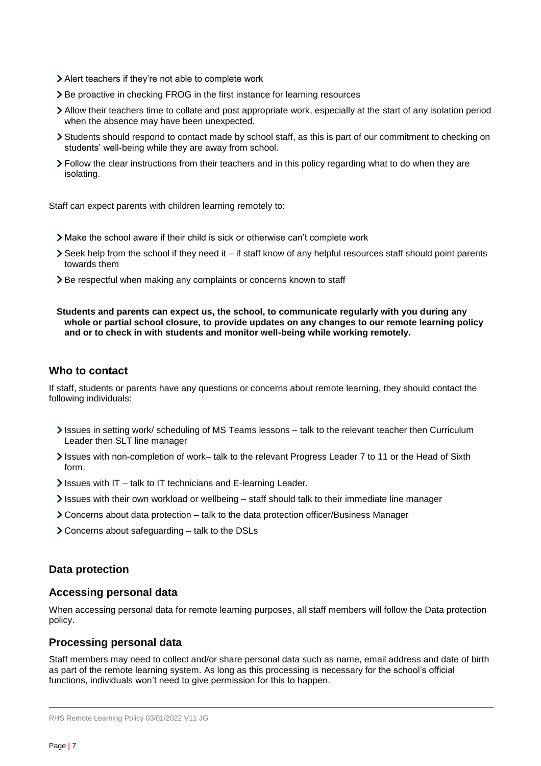- Alert teachers if they're not able to complete work
- Be proactive in checking FROG in the first instance for learning resources
- Allow their teachers time to collate and post appropriate work, especially at the start of any isolation period when the absence may have been unexpected.
- Students should respond to contact made by school staff, as this is part of our commitment to checking on students' well-being while they are away from school.
- Follow the clear instructions from their teachers and in this policy regarding what to do when they are isolating.

Staff can expect parents with children learning remotely to:

- Make the school aware if their child is sick or otherwise can't complete work
- Seek help from the school if they need it – if staff know of any helpful resources staff should point parents towards them
- Be respectful when making any complaints or concerns known to staff

**Students and parents can expect us, the school, to communicate regularly with you during any whole or partial school closure, to provide updates on any changes to our remote learning policy and or to check in with students and monitor well-being while working remotely.**

## Who to contact

If staff, students or parents have any questions or concerns about remote learning, they should contact the following individuals:

- Issues in setting work/ scheduling of MS Teams lessons – talk to the relevant teacher then Curriculum Leader then SLT line manager
- Issues with non-completion of work– talk to the relevant Progress Leader 7 to 11 or the Head of Sixth form.
- Issues with IT – talk to IT technicians and E-learning Leader.
- Issues with their own workload or wellbeing – staff should talk to their immediate line manager
- Concerns about data protection – talk to the data protection officer/Business Manager
- Concerns about safeguarding – talk to the DSLs

## Data protection

### Accessing personal data

When accessing personal data for remote learning purposes, all staff members will follow the Data protection policy.

### Processing personal data

Staff members may need to collect and/or share personal data such as name, email address and date of birth as part of the remote learning system. As long as this processing is necessary for the school's official functions, individuals won't need to give permission for this to happen.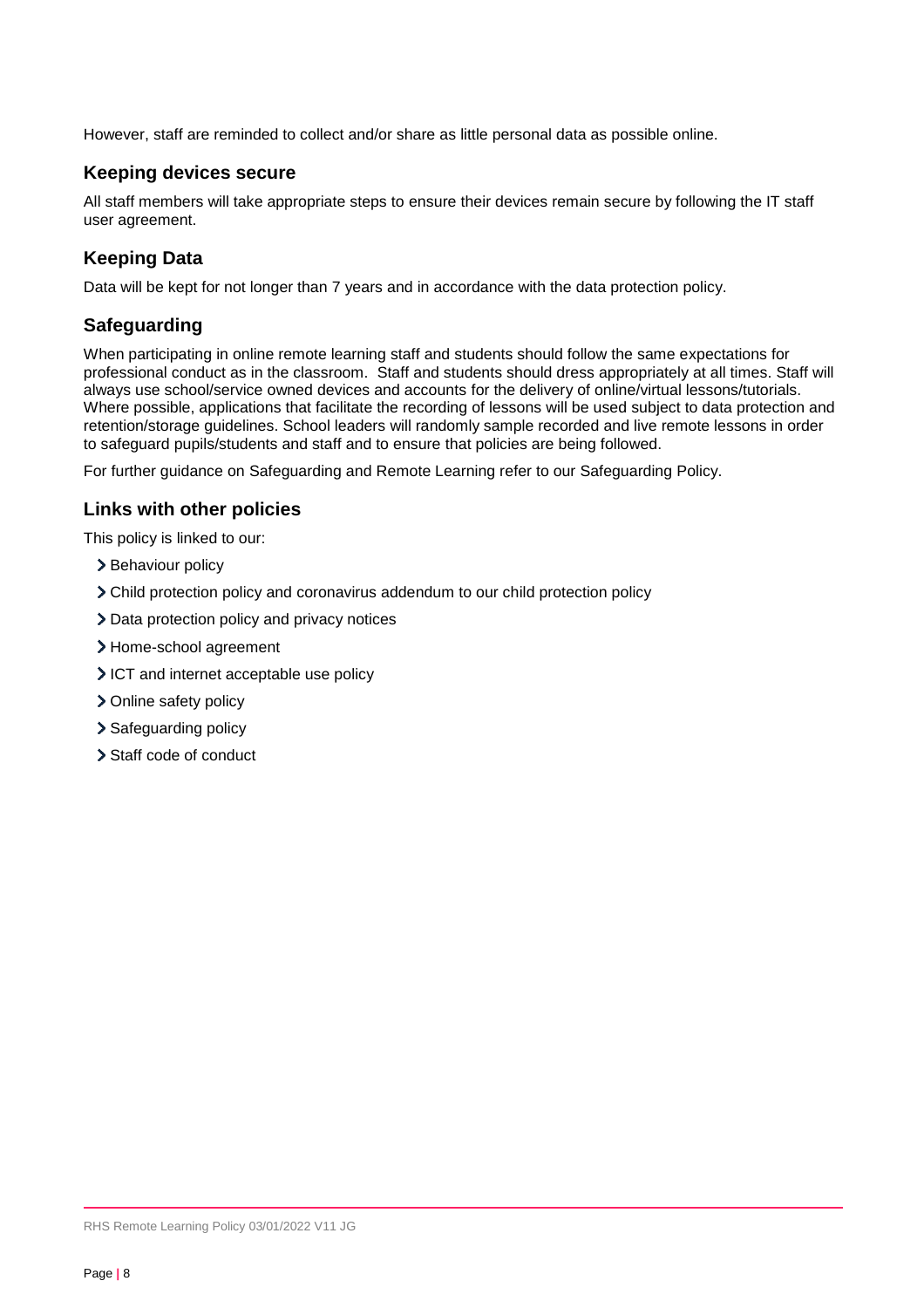However, staff are reminded to collect and/or share as little personal data as possible online.

## Keeping devices secure

All staff members will take appropriate steps to ensure their devices remain secure by following the IT staff user agreement.

## Keeping Data

Data will be kept for not longer than 7 years and in accordance with the data protection policy.

## Safeguarding

When participating in online remote learning staff and students should follow the same expectations for professional conduct as in the classroom. Staff and students should dress appropriately at all times. Staff will always use school/service owned devices and accounts for the delivery of online/virtual lessons/tutorials. Where possible, applications that facilitate the recording of lessons will be used subject to data protection and retention/storage guidelines. School leaders will randomly sample recorded and live remote lessons in order to safeguard pupils/students and staff and to ensure that policies are being followed.

For further guidance on Safeguarding and Remote Learning refer to our Safeguarding Policy.

## Links with other policies

This policy is linked to our:

- Behaviour policy
- Child protection policy and coronavirus addendum to our child protection policy
- Data protection policy and privacy notices
- Home-school agreement
- ICT and internet acceptable use policy
- Online safety policy
- Safeguarding policy
- Staff code of conduct